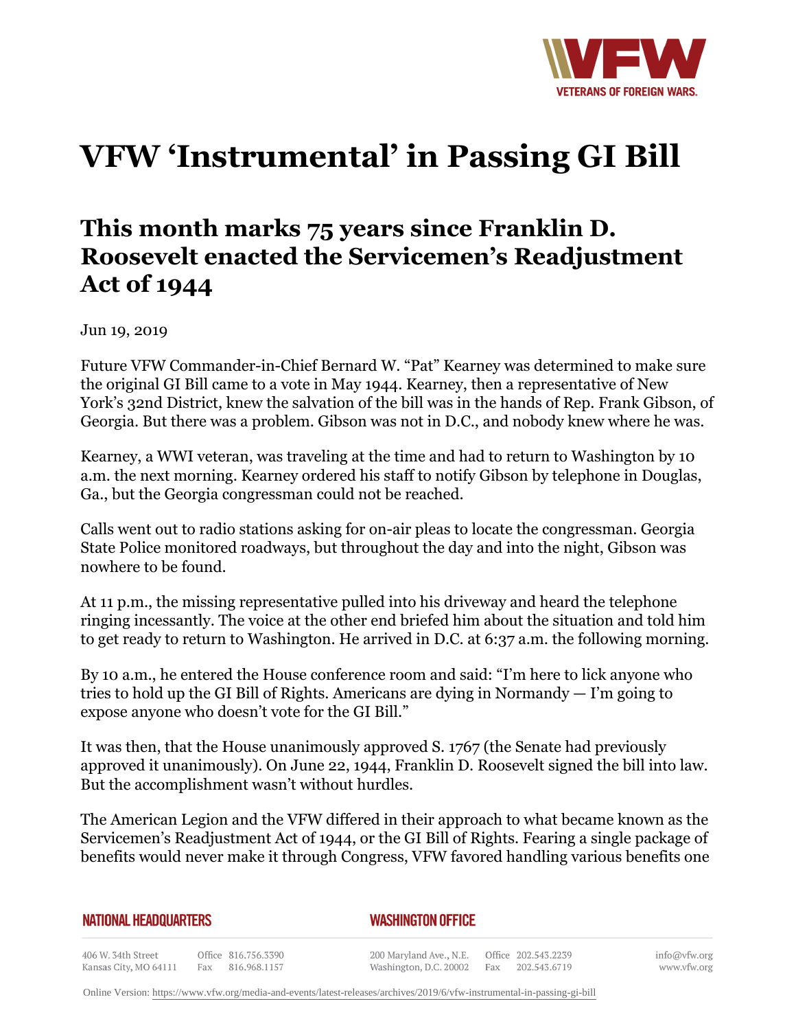# VFW 'Instrumental' in Passing GI Bill

## This month marks 75 years since Franklin D. Roosevelt enacted the Servicemen's Readjustment Act of 1944

Jun 19, 2019

Future VFW Commander-in-Chief Bernard W. "Pat" Kearney was determined to make sure the original GI Bill came to a vote in May 1944. Kearney, then a representative of New York's 32nd District, knew the salvation of the bill was in the hands of Rep. Frank Gibson, of Georgia. But there was a problem. Gibson was not in D.C., and nobody knew where he was.

Kearney, a WWI veteran, was traveling at the time and had to return to Washington by 10 a.m. the next morning. Kearney ordered his staff to notify Gibson by telephone in Douglas, Ga., but the Georgia congressman could not be reached.

Calls went out to radio stations asking for on-air pleas to locate the congressman. Georgia State Police monitored roadways, but throughout the day and into the night, Gibson was nowhere to be found.

At 11 p.m., the missing representative pulled into his driveway and heard the telephone ringing incessantly. The voice at the other end briefed him about the situation and told him to get ready to return to Washington. He arrived in D.C. at 6:37 a.m. the following morning.

By 10 a.m., he entered the House conference room and said: "I'm here to lick anyone who tries to hold up the GI Bill of Rights. Americans are dying in Normandy — I'm going to expose anyone who doesn't vote for the GI Bill."

It was then, that the House unanimously approved S. 1767 (the Senate had previously approved it unanimously). On June 22, 1944, Franklin D. Roosevelt signed the bill into law. But the accomplishment wasn't without hurdles.

The American Legion and the VFW differed in their approach to what became known as the Servicemen's Readjustment Act of 1944, or the GI Bill of Rights. Fearing a single package of benefits would never make it through Congress, VFW favored handling various benefits one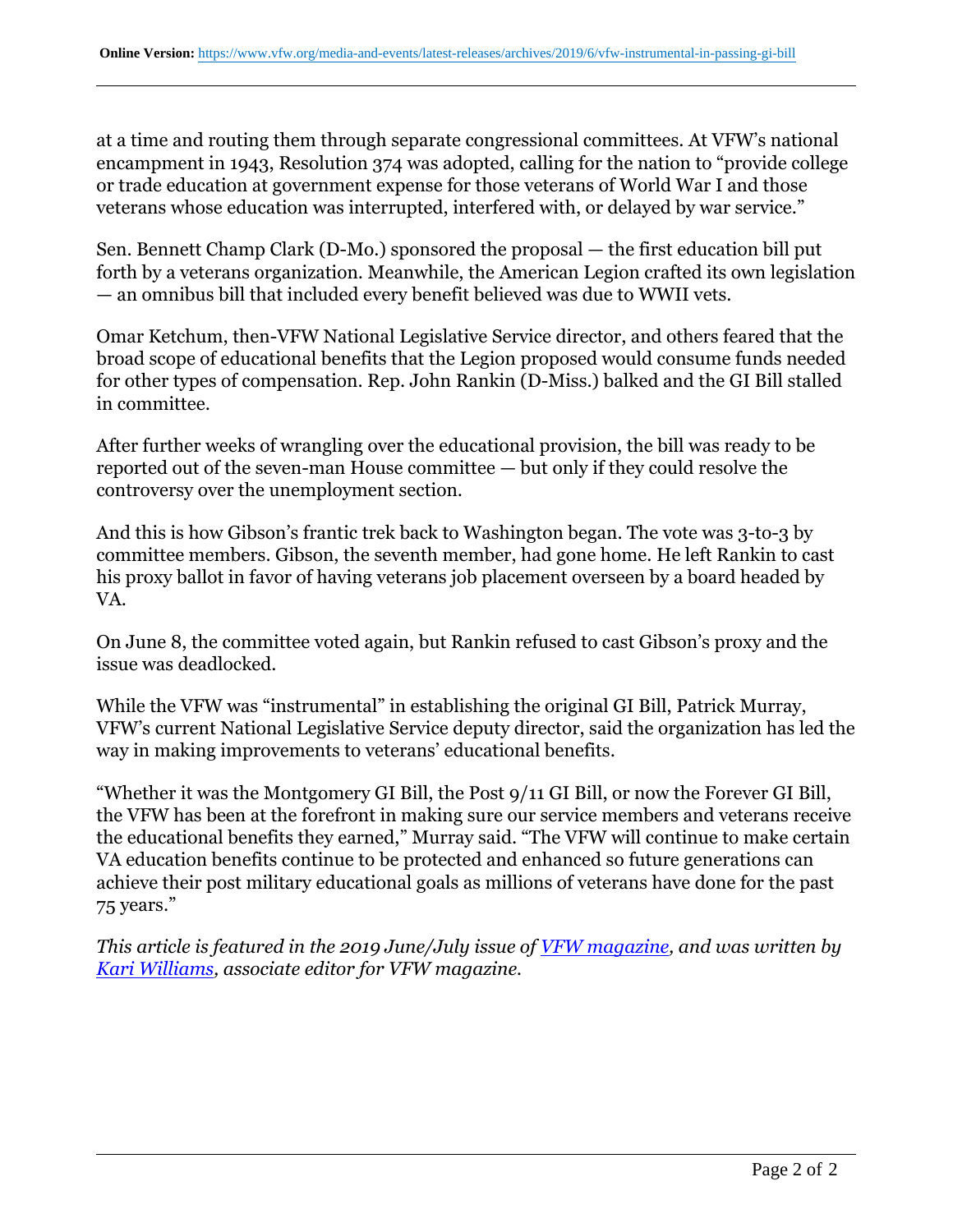at a time and routing them through separate congressional committees. At VFW's national encampment in 1943, Resolution 374 was adopted, calling for the nation to "provide college or trade education at government expense for those veterans of World War I and those veterans whose education was interrupted, interfered with, or delayed by war service."

Sen. Bennett Champ Clark (D-Mo.) sponsored the proposal — the first education bill put forth by a veterans organization. Meanwhile, the American Legion crafted its own legislation — an omnibus bill that included every benefit believed was due to WWII vets.

Omar Ketchum, then-VFW National Legislative Service director, and others feared that the broad scope of educational benefits that the Legion proposed would consume funds needed for other types of compensation. Rep. John Rankin (D-Miss.) balked and the GI Bill stalled in committee.

After further weeks of wrangling over the educational provision, the bill was ready to be reported out of the seven-man House committee — but only if they could resolve the controversy over the unemployment section.

And this is how Gibson's frantic trek back to Washington began. The vote was 3-to-3 by committee members. Gibson, the seventh member, had gone home. He left Rankin to cast his proxy ballot in favor of having veterans job placement overseen by a board headed by VA.

On June 8, the committee voted again, but Rankin refused to cast Gibson's proxy and the issue was deadlocked.

While the VFW was "instrumental" in establishing the original GI Bill, Patrick Murray, VFW's current National Legislative Service deputy director, said the organization has led the way in making improvements to veterans' educational benefits.

"Whether it was the Montgomery GI Bill, the Post 9/11 GI Bill, or now the Forever GI Bill, the VFW has been at the forefront in making sure our service members and veterans receive the educational benefits they earned," Murray said. "The VFW will continue to make certain VA education benefits continue to be protected and enhanced so future generations can achieve their post military educational goals as millions of veterans have done for the past 75 years."

*This article is featured in the 2019 June/July issue of VFW magazine, and was written by Kari Williams, associate editor for VFW magazine.*